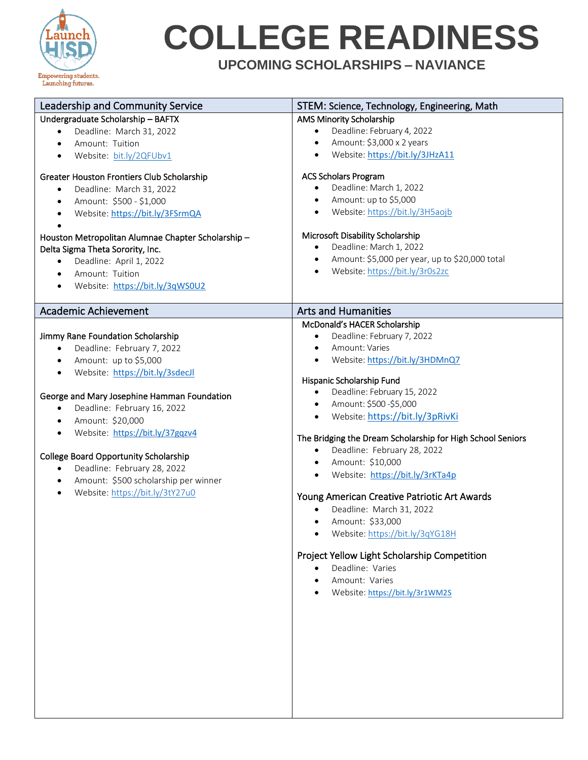# COLLEGE READINESS

### UPCOMING SCHOLARSHIPS – NAVIANCE

## Leadership and Community Service

**Undergraduate Scholarship – BAFTX**
- Deadline: March 31, 2022
- Amount: Tuition
- Website: bit.ly/2QFUbv1

**Greater Houston Frontiers Club Scholarship**
- Deadline: March 31, 2022
- Amount: $500 - $1,000
- Website: https://bit.ly/3FSrmQA

**Houston Metropolitan Alumnae Chapter Scholarship – Delta Sigma Theta Sorority, Inc.**
- Deadline: April 1, 2022
- Amount: Tuition
- Website: https://bit.ly/3qWS0U2

## STEM: Science, Technology, Engineering, Math

**AMS Minority Scholarship**
- Deadline: February 4, 2022
- Amount: $3,000 x 2 years
- Website: https://bit.ly/3JHzA11

**ACS Scholars Program**
- Deadline: March 1, 2022
- Amount: up to $5,000
- Website: https://bit.ly/3H5aojb

**Microsoft Disability Scholarship**
- Deadline: March 1, 2022
- Amount: $5,000 per year, up to $20,000 total
- Website: https://bit.ly/3r0s2zc

## Academic Achievement

**Jimmy Rane Foundation Scholarship**
- Deadline: February 7, 2022
- Amount: up to $5,000
- Website: https://bit.ly/3sdecJl

**George and Mary Josephine Hamman Foundation**
- Deadline: February 16, 2022
- Amount: $20,000
- Website: https://bit.ly/37gqzv4

**College Board Opportunity Scholarship**
- Deadline: February 28, 2022
- Amount: $500 scholarship per winner
- Website: https://bit.ly/3tY27u0

## Arts and Humanities

**McDonald's HACER Scholarship**
- Deadline: February 7, 2022
- Amount: Varies
- Website: https://bit.ly/3HDMnQ7

**Hispanic Scholarship Fund**
- Deadline: February 15, 2022
- Amount: $500 -$5,000
- Website: https://bit.ly/3pRivKi

**The Bridging the Dream Scholarship for High School Seniors**
- Deadline: February 28, 2022
- Amount: $10,000
- Website: https://bit.ly/3rKTa4p

**Young American Creative Patriotic Art Awards**
- Deadline: March 31, 2022
- Amount: $33,000
- Website: https://bit.ly/3qYG18H

**Project Yellow Light Scholarship Competition**
- Deadline: Varies
- Amount: Varies
- Website: https://bit.ly/3r1WM2S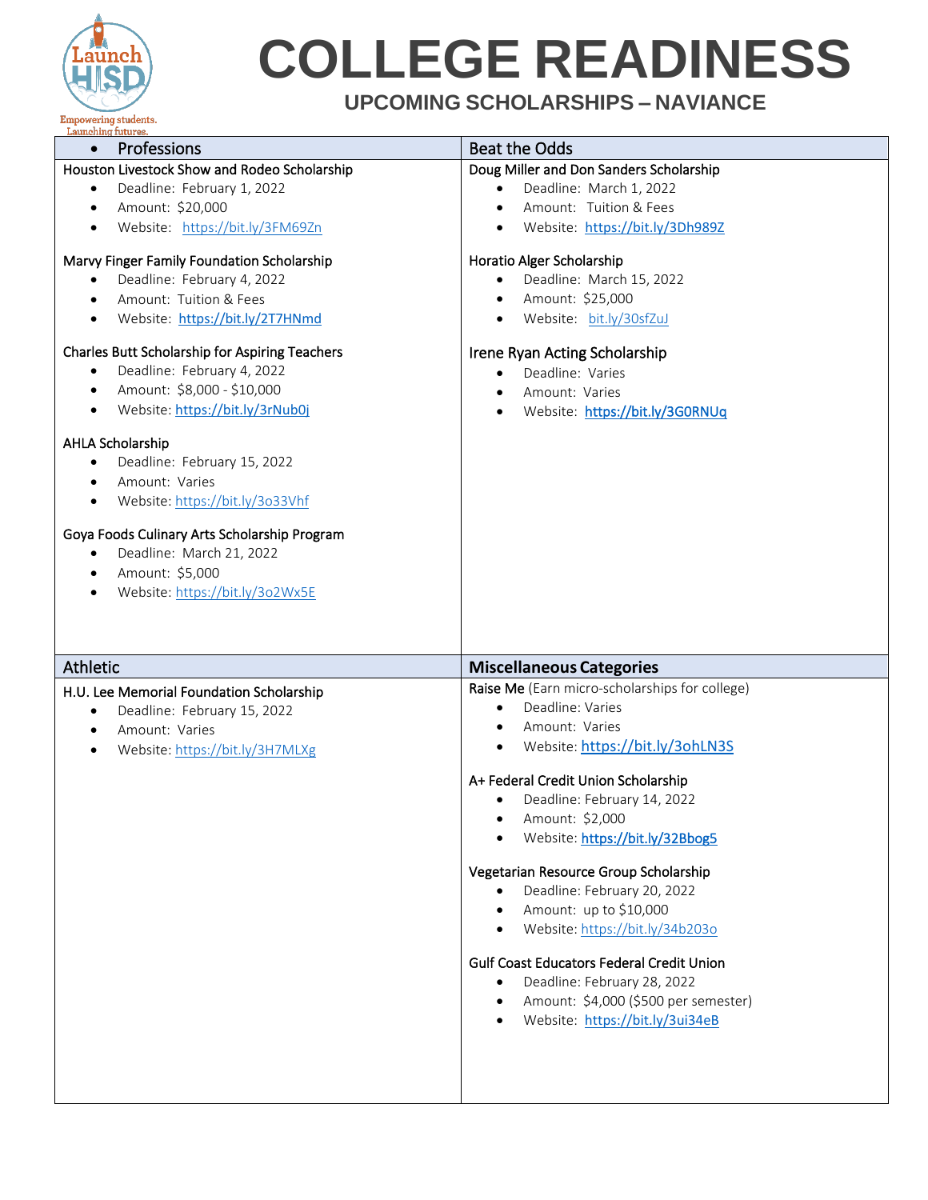# COLLEGE READINESS

## UPCOMING SCHOLARSHIPS – NAVIANCE

### Professions

**Houston Livestock Show and Rodeo Scholarship**
- Deadline: February 1, 2022
- Amount: $20,000
- Website: https://bit.ly/3FM69Zn

**Marvy Finger Family Foundation Scholarship**
- Deadline: February 4, 2022
- Amount: Tuition & Fees
- Website: https://bit.ly/2T7HNmd

**Charles Butt Scholarship for Aspiring Teachers**
- Deadline: February 4, 2022
- Amount: $8,000 - $10,000
- Website: https://bit.ly/3rNub0j

**AHLA Scholarship**
- Deadline: February 15, 2022
- Amount: Varies
- Website: https://bit.ly/3o33Vhf

**Goya Foods Culinary Arts Scholarship Program**
- Deadline: March 21, 2022
- Amount: $5,000
- Website: https://bit.ly/3o2Wx5E

### Beat the Odds

**Doug Miller and Don Sanders Scholarship**
- Deadline: March 1, 2022
- Amount: Tuition & Fees
- Website: https://bit.ly/3Dh989Z

**Horatio Alger Scholarship**
- Deadline: March 15, 2022
- Amount: $25,000
- Website: bit.ly/30sfZuJ

**Irene Ryan Acting Scholarship**
- Deadline: Varies
- Amount: Varies
- Website: https://bit.ly/3G0RNUq

### Athletic

**H.U. Lee Memorial Foundation Scholarship**
- Deadline: February 15, 2022
- Amount: Varies
- Website: https://bit.ly/3H7MLXg

### Miscellaneous Categories

**Raise Me** (Earn micro-scholarships for college)
- Deadline: Varies
- Amount: Varies
- Website: https://bit.ly/3ohLN3S

**A+ Federal Credit Union Scholarship**
- Deadline: February 14, 2022
- Amount: $2,000
- Website: https://bit.ly/32Bbog5

**Vegetarian Resource Group Scholarship**
- Deadline: February 20, 2022
- Amount: up to $10,000
- Website: https://bit.ly/34b203o

**Gulf Coast Educators Federal Credit Union**
- Deadline: February 28, 2022
- Amount: $4,000 ($500 per semester)
- Website: https://bit.ly/3ui34eB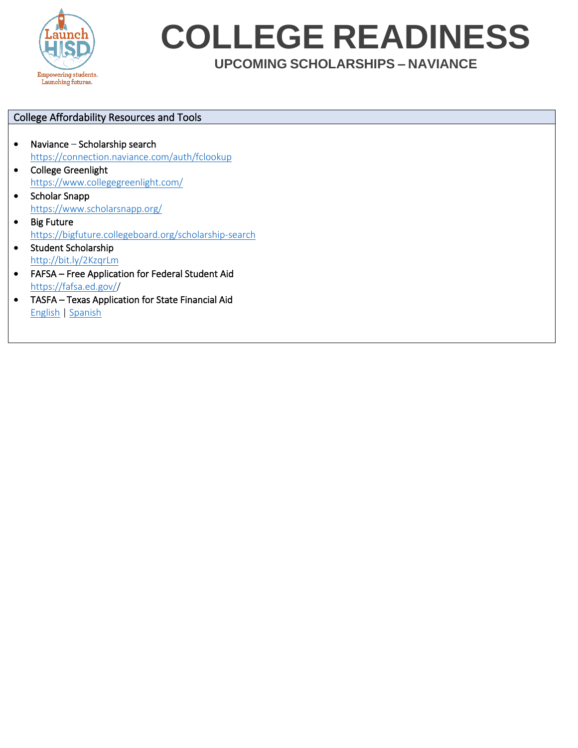# COLLEGE READINESS

## UPCOMING SCHOLARSHIPS – NAVIANCE

| College Affordability Resources and Tools |
|---|
| • Naviance – Scholarship search https://connection.naviance.com/auth/fclookup<br>• College Greenlight https://www.collegegreenlight.com/<br>• Scholar Snapp https://www.scholarsnapp.org/<br>• Big Future https://bigfuture.collegeboard.org/scholarship-search<br>• Student Scholarship http://bit.ly/2KzqrLm<br>• FAFSA – Free Application for Federal Student Aid https://fafsa.ed.gov//<br>• TASFA – Texas Application for State Financial Aid English \| Spanish |